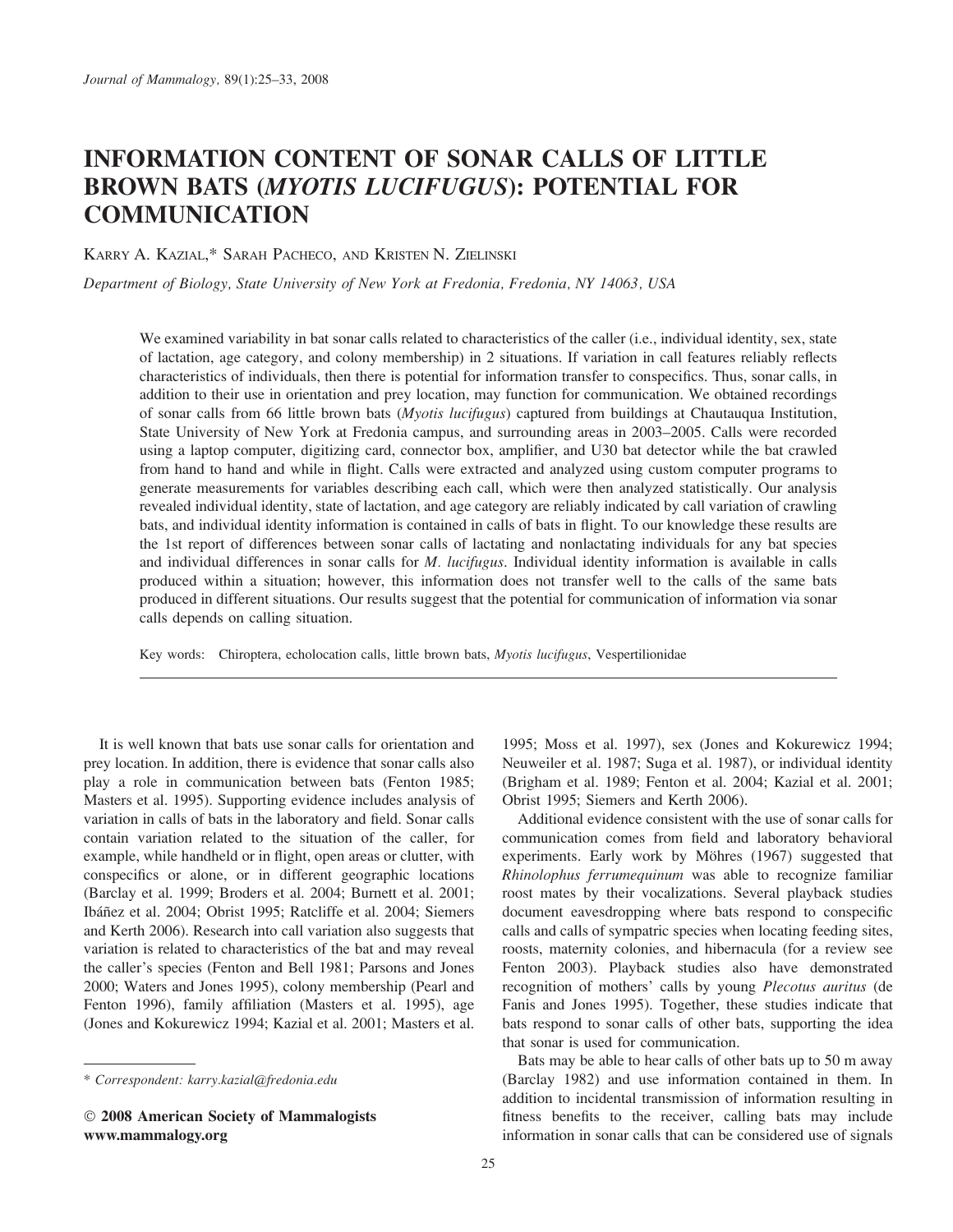# INFORMATION CONTENT OF SONAR CALLS OF LITTLE BROWN BATS (*MYOTIS LUCIFUGUS*): POTENTIAL FOR COMMUNICATION

KARRY A. KAZIAL,* SARAH PACHECO, AND KRISTEN N. ZIELINSKI

*Department of Biology, State University of New York at Fredonia, Fredonia, NY 14063, USA*

We examined variability in bat sonar calls related to characteristics of the caller (i.e., individual identity, sex, state of lactation, age category, and colony membership) in 2 situations. If variation in call features reliably reflects characteristics of individuals, then there is potential for information transfer to conspecifics. Thus, sonar calls, in addition to their use in orientation and prey location, may function for communication. We obtained recordings of sonar calls from 66 little brown bats (*Myotis lucifugus*) captured from buildings at Chautauqua Institution, State University of New York at Fredonia campus, and surrounding areas in 2003–2005. Calls were recorded using a laptop computer, digitizing card, connector box, amplifier, and U30 bat detector while the bat crawled from hand to hand and while in flight. Calls were extracted and analyzed using custom computer programs to generate measurements for variables describing each call, which were then analyzed statistically. Our analysis revealed individual identity, state of lactation, and age category are reliably indicated by call variation of crawling bats, and individual identity information is contained in calls of bats in flight. To our knowledge these results are the 1st report of differences between sonar calls of lactating and nonlactating individuals for any bat species and individual differences in sonar calls for *M. lucifugus*. Individual identity information is available in calls produced within a situation; however, this information does not transfer well to the calls of the same bats produced in different situations. Our results suggest that the potential for communication of information via sonar calls depends on calling situation.

Key words: Chiroptera, echolocation calls, little brown bats, *Myotis lucifugus*, Vespertilionidae

It is well known that bats use sonar calls for orientation and prey location. In addition, there is evidence that sonar calls also play a role in communication between bats (Fenton 1985; Masters et al. 1995). Supporting evidence includes analysis of variation in calls of bats in the laboratory and field. Sonar calls contain variation related to the situation of the caller, for example, while handheld or in flight, open areas or clutter, with conspecifics or alone, or in different geographic locations (Barclay et al. 1999; Broders et al. 2004; Burnett et al. 2001; Ibáñez et al. 2004; Obrist 1995; Ratcliffe et al. 2004; Siemers and Kerth 2006). Research into call variation also suggests that variation is related to characteristics of the bat and may reveal the caller's species (Fenton and Bell 1981; Parsons and Jones 2000; Waters and Jones 1995), colony membership (Pearl and Fenton 1996), family affiliation (Masters et al. 1995), age (Jones and Kokurewicz 1994; Kazial et al. 2001; Masters et al. 1995; Moss et al. 1997), sex (Jones and Kokurewicz 1994; Neuweiler et al. 1987; Suga et al. 1987), or individual identity (Brigham et al. 1989; Fenton et al. 2004; Kazial et al. 2001; Obrist 1995; Siemers and Kerth 2006).

Additional evidence consistent with the use of sonar calls for communication comes from field and laboratory behavioral experiments. Early work by Möhres (1967) suggested that *Rhinolophus ferrumequinum* was able to recognize familiar roost mates by their vocalizations. Several playback studies document eavesdropping where bats respond to conspecific calls and calls of sympatric species when locating feeding sites, roosts, maternity colonies, and hibernacula (for a review see Fenton 2003). Playback studies also have demonstrated recognition of mothers' calls by young *Plecotus auritus* (de Fanis and Jones 1995). Together, these studies indicate that bats respond to sonar calls of other bats, supporting the idea that sonar is used for communication.

Bats may be able to hear calls of other bats up to 50 m away (Barclay 1982) and use information contained in them. In addition to incidental transmission of information resulting in fitness benefits to the receiver, calling bats may include information in sonar calls that can be considered use of signals

\* *Correspondent: karry.kazial@fredonia.edu*

© **2008 American Society of Mammalogists**
**www.mammalogy.org**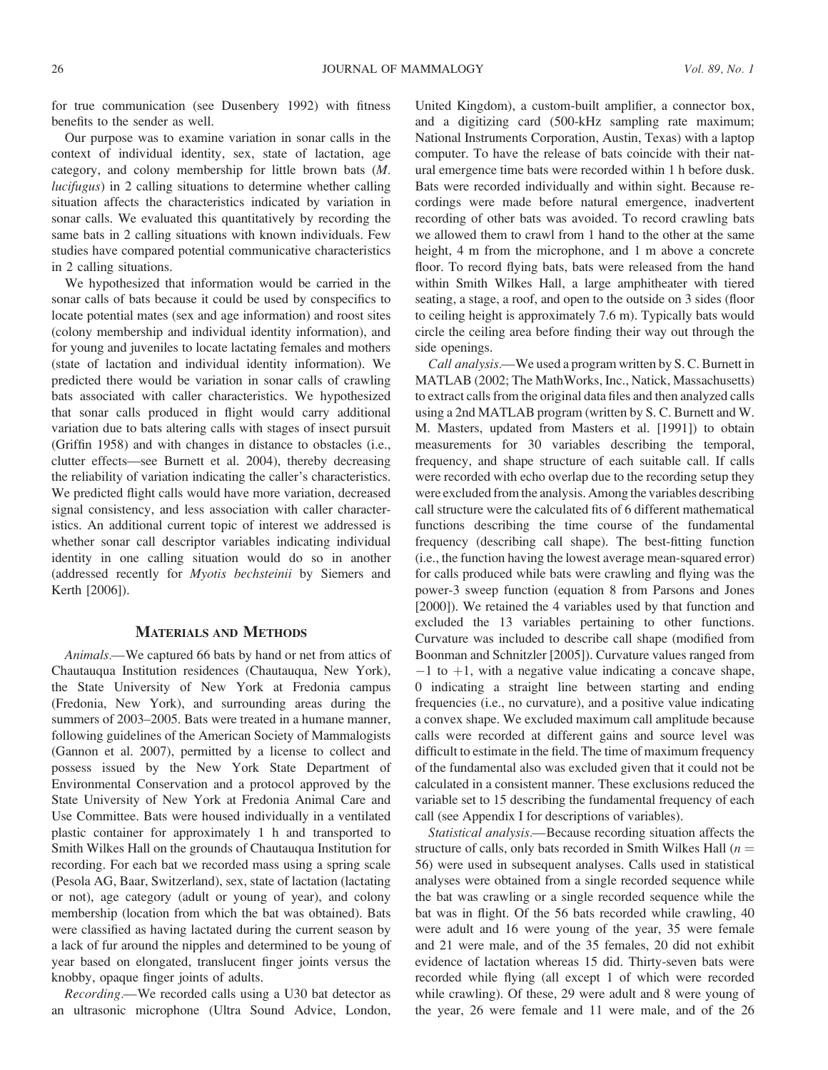for true communication (see Dusenbery 1992) with fitness benefits to the sender as well.

Our purpose was to examine variation in sonar calls in the context of individual identity, sex, state of lactation, age category, and colony membership for little brown bats (*M. lucifugus*) in 2 calling situations to determine whether calling situation affects the characteristics indicated by variation in sonar calls. We evaluated this quantitatively by recording the same bats in 2 calling situations with known individuals. Few studies have compared potential communicative characteristics in 2 calling situations.

We hypothesized that information would be carried in the sonar calls of bats because it could be used by conspecifics to locate potential mates (sex and age information) and roost sites (colony membership and individual identity information), and for young and juveniles to locate lactating females and mothers (state of lactation and individual identity information). We predicted there would be variation in sonar calls of crawling bats associated with caller characteristics. We hypothesized that sonar calls produced in flight would carry additional variation due to bats altering calls with stages of insect pursuit (Griffin 1958) and with changes in distance to obstacles (i.e., clutter effects—see Burnett et al. 2004), thereby decreasing the reliability of variation indicating the caller's characteristics. We predicted flight calls would have more variation, decreased signal consistency, and less association with caller characteristics. An additional current topic of interest we addressed is whether sonar call descriptor variables indicating individual identity in one calling situation would do so in another (addressed recently for *Myotis bechsteinii* by Siemers and Kerth [2006]).

## Materials and Methods

*Animals*.—We captured 66 bats by hand or net from attics of Chautauqua Institution residences (Chautauqua, New York), the State University of New York at Fredonia campus (Fredonia, New York), and surrounding areas during the summers of 2003–2005. Bats were treated in a humane manner, following guidelines of the American Society of Mammalogists (Gannon et al. 2007), permitted by a license to collect and possess issued by the New York State Department of Environmental Conservation and a protocol approved by the State University of New York at Fredonia Animal Care and Use Committee. Bats were housed individually in a ventilated plastic container for approximately 1 h and transported to Smith Wilkes Hall on the grounds of Chautauqua Institution for recording. For each bat we recorded mass using a spring scale (Pesola AG, Baar, Switzerland), sex, state of lactation (lactating or not), age category (adult or young of year), and colony membership (location from which the bat was obtained). Bats were classified as having lactated during the current season by a lack of fur around the nipples and determined to be young of year based on elongated, translucent finger joints versus the knobby, opaque finger joints of adults.

*Recording*.—We recorded calls using a U30 bat detector as an ultrasonic microphone (Ultra Sound Advice, London, United Kingdom), a custom-built amplifier, a connector box, and a digitizing card (500-kHz sampling rate maximum; National Instruments Corporation, Austin, Texas) with a laptop computer. To have the release of bats coincide with their natural emergence time bats were recorded within 1 h before dusk. Bats were recorded individually and within sight. Because recordings were made before natural emergence, inadvertent recording of other bats was avoided. To record crawling bats we allowed them to crawl from 1 hand to the other at the same height, 4 m from the microphone, and 1 m above a concrete floor. To record flying bats, bats were released from the hand within Smith Wilkes Hall, a large amphitheater with tiered seating, a stage, a roof, and open to the outside on 3 sides (floor to ceiling height is approximately 7.6 m). Typically bats would circle the ceiling area before finding their way out through the side openings.

*Call analysis*.—We used a program written by S. C. Burnett in MATLAB (2002; The MathWorks, Inc., Natick, Massachusetts) to extract calls from the original data files and then analyzed calls using a 2nd MATLAB program (written by S. C. Burnett and W. M. Masters, updated from Masters et al. [1991]) to obtain measurements for 30 variables describing the temporal, frequency, and shape structure of each suitable call. If calls were recorded with echo overlap due to the recording setup they were excluded from the analysis. Among the variables describing call structure were the calculated fits of 6 different mathematical functions describing the time course of the fundamental frequency (describing call shape). The best-fitting function (i.e., the function having the lowest average mean-squared error) for calls produced while bats were crawling and flying was the power-3 sweep function (equation 8 from Parsons and Jones [2000]). We retained the 4 variables used by that function and excluded the 13 variables pertaining to other functions. Curvature was included to describe call shape (modified from Boonman and Schnitzler [2005]). Curvature values ranged from $-1$ to $+1$, with a negative value indicating a concave shape, 0 indicating a straight line between starting and ending frequencies (i.e., no curvature), and a positive value indicating a convex shape. We excluded maximum call amplitude because calls were recorded at different gains and source level was difficult to estimate in the field. The time of maximum frequency of the fundamental also was excluded given that it could not be calculated in a consistent manner. These exclusions reduced the variable set to 15 describing the fundamental frequency of each call (see Appendix I for descriptions of variables).

*Statistical analysis*.—Because recording situation affects the structure of calls, only bats recorded in Smith Wilkes Hall ($n = 56$) were used in subsequent analyses. Calls used in statistical analyses were obtained from a single recorded sequence while the bat was crawling or a single recorded sequence while the bat was in flight. Of the 56 bats recorded while crawling, 40 were adult and 16 were young of the year, 35 were female and 21 were male, and of the 35 females, 20 did not exhibit evidence of lactation whereas 15 did. Thirty-seven bats were recorded while flying (all except 1 of which were recorded while crawling). Of these, 29 were adult and 8 were young of the year, 26 were female and 11 were male, and of the 26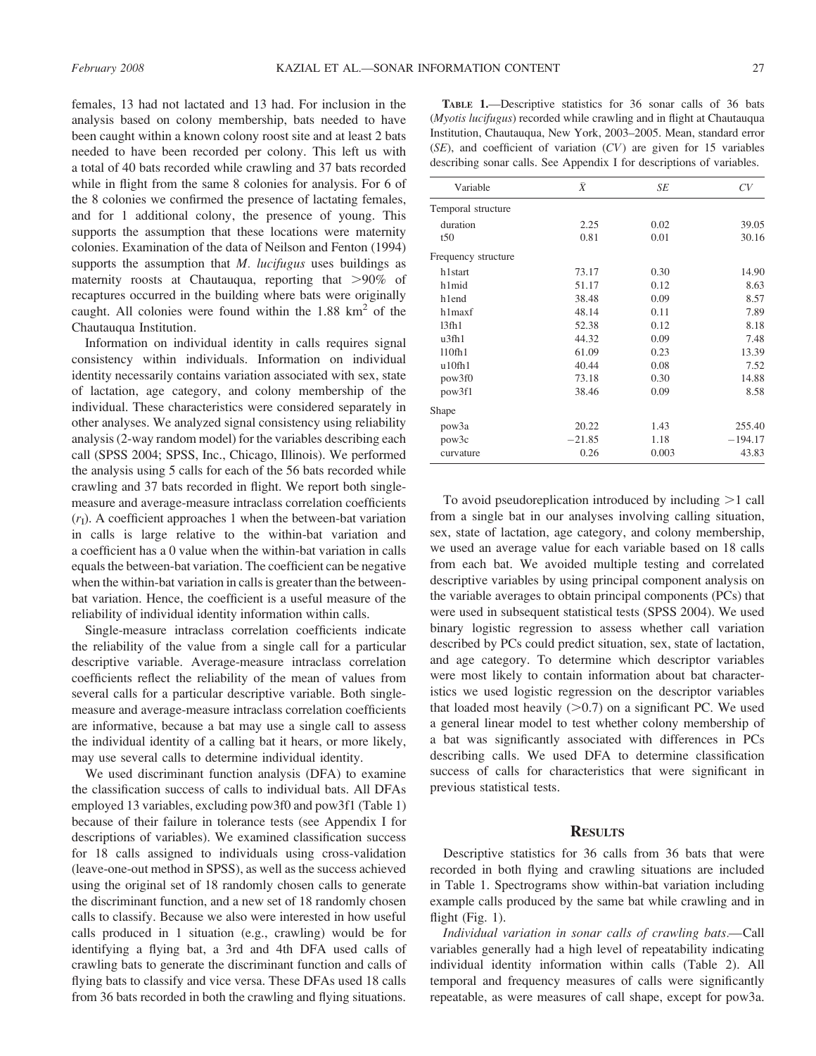females, 13 had not lactated and 13 had. For inclusion in the analysis based on colony membership, bats needed to have been caught within a known colony roost site and at least 2 bats needed to have been recorded per colony. This left us with a total of 40 bats recorded while crawling and 37 bats recorded while in flight from the same 8 colonies for analysis. For 6 of the 8 colonies we confirmed the presence of lactating females, and for 1 additional colony, the presence of young. This supports the assumption that these locations were maternity colonies. Examination of the data of Neilson and Fenton (1994) supports the assumption that *M. lucifugus* uses buildings as maternity roosts at Chautauqua, reporting that >90% of recaptures occurred in the building where bats were originally caught. All colonies were found within the 1.88 km$^2$ of the Chautauqua Institution.

Information on individual identity in calls requires signal consistency within individuals. Information on individual identity necessarily contains variation associated with sex, state of lactation, age category, and colony membership of the individual. These characteristics were considered separately in other analyses. We analyzed signal consistency using reliability analysis (2-way random model) for the variables describing each call (SPSS 2004; SPSS, Inc., Chicago, Illinois). We performed the analysis using 5 calls for each of the 56 bats recorded while crawling and 37 bats recorded in flight. We report both single-measure and average-measure intraclass correlation coefficients ($r_I$). A coefficient approaches 1 when the between-bat variation in calls is large relative to the within-bat variation and a coefficient has a 0 value when the within-bat variation in calls equals the between-bat variation. The coefficient can be negative when the within-bat variation in calls is greater than the between-bat variation. Hence, the coefficient is a useful measure of the reliability of individual identity information within calls.

Single-measure intraclass correlation coefficients indicate the reliability of the value from a single call for a particular descriptive variable. Average-measure intraclass correlation coefficients reflect the reliability of the mean of values from several calls for a particular descriptive variable. Both single-measure and average-measure intraclass correlation coefficients are informative, because a bat may use a single call to assess the individual identity of a calling bat it hears, or more likely, may use several calls to determine individual identity.

We used discriminant function analysis (DFA) to examine the classification success of calls to individual bats. All DFAs employed 13 variables, excluding pow3f0 and pow3f1 (Table 1) because of their failure in tolerance tests (see Appendix I for descriptions of variables). We examined classification success for 18 calls assigned to individuals using cross-validation (leave-one-out method in SPSS), as well as the success achieved using the original set of 18 randomly chosen calls to generate the discriminant function, and a new set of 18 randomly chosen calls to classify. Because we also were interested in how useful calls produced in 1 situation (e.g., crawling) would be for identifying a flying bat, a 3rd and 4th DFA used calls of crawling bats to generate the discriminant function and calls of flying bats to classify and vice versa. These DFAs used 18 calls from 36 bats recorded in both the crawling and flying situations.

**Table 1.**—Descriptive statistics for 36 sonar calls of 36 bats (*Myotis lucifugus*) recorded while crawling and in flight at Chautauqua Institution, Chautauqua, New York, 2003–2005. Mean, standard error (*SE*), and coefficient of variation (*CV*) are given for 15 variables describing sonar calls. See Appendix I for descriptions of variables.

| Variable | $\bar{X}$ | *SE* | *CV* |
|---|---|---|---|
| Temporal structure | | | |
| duration | 2.25 | 0.02 | 39.05 |
| t50 | 0.81 | 0.01 | 30.16 |
| Frequency structure | | | |
| h1start | 73.17 | 0.30 | 14.90 |
| h1mid | 51.17 | 0.12 | 8.63 |
| h1end | 38.48 | 0.09 | 8.57 |
| h1maxf | 48.14 | 0.11 | 7.89 |
| l3fh1 | 52.38 | 0.12 | 8.18 |
| u3fh1 | 44.32 | 0.09 | 7.48 |
| l10fh1 | 61.09 | 0.23 | 13.39 |
| u10fh1 | 40.44 | 0.08 | 7.52 |
| pow3f0 | 73.18 | 0.30 | 14.88 |
| pow3f1 | 38.46 | 0.09 | 8.58 |
| Shape | | | |
| pow3a | 20.22 | 1.43 | 255.40 |
| pow3c | −21.85 | 1.18 | −194.17 |
| curvature | 0.26 | 0.003 | 43.83 |

To avoid pseudoreplication introduced by including >1 call from a single bat in our analyses involving calling situation, sex, state of lactation, age category, and colony membership, we used an average value for each variable based on 18 calls from each bat. We avoided multiple testing and correlated descriptive variables by using principal component analysis on the variable averages to obtain principal components (PCs) that were used in subsequent statistical tests (SPSS 2004). We used binary logistic regression to assess whether call variation described by PCs could predict situation, sex, state of lactation, and age category. To determine which descriptor variables were most likely to contain information about bat characteristics we used logistic regression on the descriptor variables that loaded most heavily (>0.7) on a significant PC. We used a general linear model to test whether colony membership of a bat was significantly associated with differences in PCs describing calls. We used DFA to determine classification success of calls for characteristics that were significant in previous statistical tests.

## Results

Descriptive statistics for 36 calls from 36 bats that were recorded in both flying and crawling situations are included in Table 1. Spectrograms show within-bat variation including example calls produced by the same bat while crawling and in flight (Fig. 1).

*Individual variation in sonar calls of crawling bats.*—Call variables generally had a high level of repeatability indicating individual identity information within calls (Table 2). All temporal and frequency measures of calls were significantly repeatable, as were measures of call shape, except for pow3a.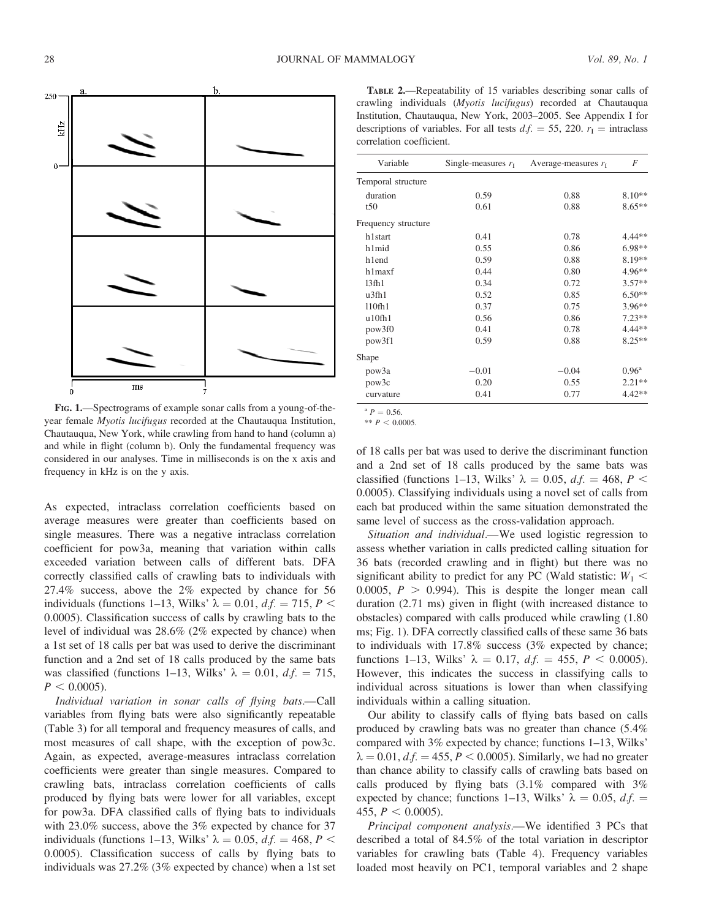FIG. 1.—Spectrograms of example sonar calls from a young-of-the-year female *Myotis lucifugus* recorded at the Chautauqua Institution, Chautauqua, New York, while crawling from hand to hand (column a) and while in flight (column b). Only the fundamental frequency was considered in our analyses. Time in milliseconds is on the x axis and frequency in kHz is on the y axis.

As expected, intraclass correlation coefficients based on average measures were greater than coefficients based on single measures. There was a negative intraclass correlation coefficient for pow3a, meaning that variation within calls exceeded variation between calls of different bats. DFA correctly classified calls of crawling bats to individuals with 27.4% success, above the 2% expected by chance for 56 individuals (functions 1–13, Wilks' $\lambda = 0.01$, $d.f. = 715$, $P < 0.0005$). Classification success of calls by crawling bats to the level of individual was 28.6% (2% expected by chance) when a 1st set of 18 calls per bat was used to derive the discriminant function and a 2nd set of 18 calls produced by the same bats was classified (functions 1–13, Wilks' $\lambda = 0.01$, $d.f. = 715$, $P < 0.0005$).

*Individual variation in sonar calls of flying bats.*—Call variables from flying bats were also significantly repeatable (Table 3) for all temporal and frequency measures of calls, and most measures of call shape, with the exception of pow3c. Again, as expected, average-measures intraclass correlation coefficients were greater than single measures. Compared to crawling bats, intraclass correlation coefficients of calls produced by flying bats were lower for all variables, except for pow3a. DFA classified calls of flying bats to individuals with 23.0% success, above the 3% expected by chance for 37 individuals (functions 1–13, Wilks' $\lambda = 0.05$, $d.f. = 468$, $P < 0.0005$). Classification success of calls by flying bats to individuals was 27.2% (3% expected by chance) when a 1st set of 18 calls per bat was used to derive the discriminant function and a 2nd set of 18 calls produced by the same bats was classified (functions 1–13, Wilks' $\lambda = 0.05$, $d.f. = 468$, $P < 0.0005$). Classifying individuals using a novel set of calls from each bat produced within the same situation demonstrated the same level of success as the cross-validation approach.

*Situation and individual.*—We used logistic regression to assess whether variation in calls predicted calling situation for 36 bats (recorded crawling and in flight) but there was no significant ability to predict for any PC (Wald statistic: $W_1 < 0.0005$, $P > 0.994$). This is despite the longer mean call duration (2.71 ms) given in flight (with increased distance to obstacles) compared with calls produced while crawling (1.80 ms; Fig. 1). DFA correctly classified calls of these same 36 bats to individuals with 17.8% success (3% expected by chance; functions 1–13, Wilks' $\lambda = 0.17$, $d.f. = 455$, $P < 0.0005$). However, this indicates the success in classifying calls to individual across situations is lower than when classifying individuals within a calling situation.

Our ability to classify calls of flying bats based on calls produced by crawling bats was no greater than chance (5.4% compared with 3% expected by chance; functions 1–13, Wilks' $\lambda = 0.01$, $d.f. = 455$, $P < 0.0005$). Similarly, we had no greater than chance ability to classify calls of crawling bats based on calls produced by flying bats (3.1% compared with 3% expected by chance; functions 1–13, Wilks' $\lambda = 0.05$, $d.f. = 455$, $P < 0.0005$).

*Principal component analysis.*—We identified 3 PCs that described a total of 84.5% of the total variation in descriptor variables for crawling bats (Table 4). Frequency variables loaded most heavily on PC1, temporal variables and 2 shape

TABLE 2.—Repeatability of 15 variables describing sonar calls of crawling individuals (*Myotis lucifugus*) recorded at Chautauqua Institution, Chautauqua, New York, 2003–2005. See Appendix I for descriptions of variables. For all tests $d.f. = 55, 220$. $r_I$ = intraclass correlation coefficient.

| Variable | Single-measures $r_I$ | Average-measures $r_I$ | $F$ |
|---|---|---|---|
| Temporal structure | | | |
| duration | 0.59 | 0.88 | 8.10** |
| t50 | 0.61 | 0.88 | 8.65** |
| Frequency structure | | | |
| h1start | 0.41 | 0.78 | 4.44** |
| h1mid | 0.55 | 0.86 | 6.98** |
| h1end | 0.59 | 0.88 | 8.19** |
| h1maxf | 0.44 | 0.80 | 4.96** |
| l3fh1 | 0.34 | 0.72 | 3.57** |
| u3fh1 | 0.52 | 0.85 | 6.50** |
| l10fh1 | 0.37 | 0.75 | 3.96** |
| u10fh1 | 0.56 | 0.86 | 7.23** |
| pow3f0 | 0.41 | 0.78 | 4.44** |
| pow3f1 | 0.59 | 0.88 | 8.25** |
| Shape | | | |
| pow3a | −0.01 | −0.04 | 0.96[a] |
| pow3c | 0.20 | 0.55 | 2.21** |
| curvature | 0.41 | 0.77 | 4.42** |

[a] $P = 0.56$.

** $P < 0.0005$.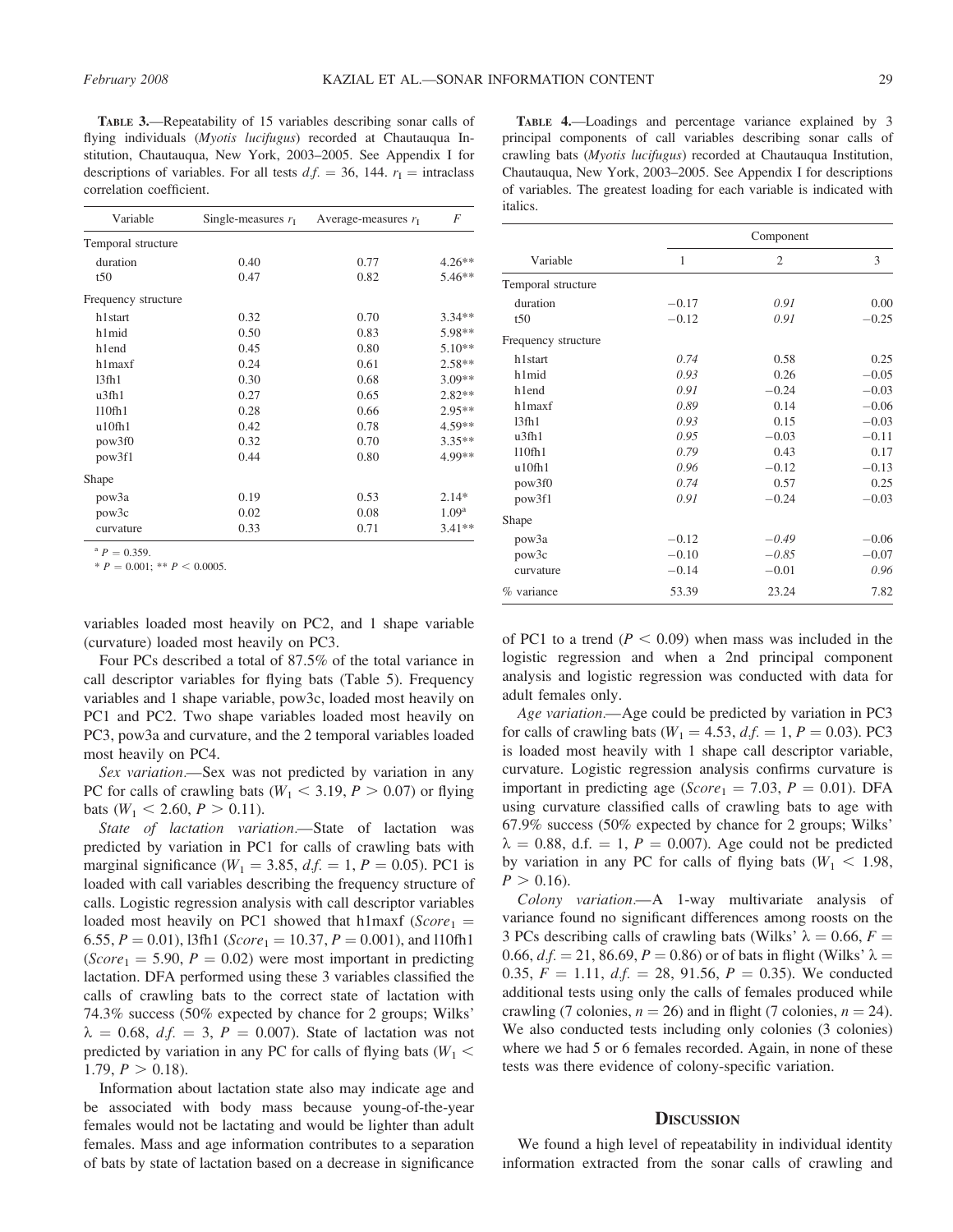**Table 3.**—Repeatability of 15 variables describing sonar calls of flying individuals (*Myotis lucifugus*) recorded at Chautauqua Institution, Chautauqua, New York, 2003–2005. See Appendix I for descriptions of variables. For all tests *d.f.* = 36, 144. $r_I$ = intraclass correlation coefficient.

| Variable | Single-measures $r_I$ | Average-measures $r_I$ | $F$ |
|---|---|---|---|
| Temporal structure | | | |
| duration | 0.40 | 0.77 | 4.26** |
| t50 | 0.47 | 0.82 | 5.46** |
| Frequency structure | | | |
| h1start | 0.32 | 0.70 | 3.34** |
| h1mid | 0.50 | 0.83 | 5.98** |
| h1end | 0.45 | 0.80 | 5.10** |
| h1maxf | 0.24 | 0.61 | 2.58** |
| l3fh1 | 0.30 | 0.68 | 3.09** |
| u3fh1 | 0.27 | 0.65 | 2.82** |
| l10fh1 | 0.28 | 0.66 | 2.95** |
| u10fh1 | 0.42 | 0.78 | 4.59** |
| pow3f0 | 0.32 | 0.70 | 3.35** |
| pow3f1 | 0.44 | 0.80 | 4.99** |
| Shape | | | |
| pow3a | 0.19 | 0.53 | 2.14* |
| pow3c | 0.02 | 0.08 | 1.09[a] |
| curvature | 0.33 | 0.71 | 3.41** |

[a] $P = 0.359$.

* $P = 0.001$; ** $P < 0.0005$.

**Table 4.**—Loadings and percentage variance explained by 3 principal components of call variables describing sonar calls of crawling bats (*Myotis lucifugus*) recorded at Chautauqua Institution, Chautauqua, New York, 2003–2005. See Appendix I for descriptions of variables. The greatest loading for each variable is indicated with italics.

| | Component | | |
|---|---|---|---|
| Variable | 1 | 2 | 3 |
| Temporal structure | | | |
| duration | −0.17 | *0.91* | 0.00 |
| t50 | −0.12 | *0.91* | −0.25 |
| Frequency structure | | | |
| h1start | *0.74* | 0.58 | 0.25 |
| h1mid | *0.93* | 0.26 | −0.05 |
| h1end | *0.91* | −0.24 | −0.03 |
| h1maxf | *0.89* | 0.14 | −0.06 |
| l3fh1 | *0.93* | 0.15 | −0.03 |
| u3fh1 | *0.95* | −0.03 | −0.11 |
| l10fh1 | *0.79* | 0.43 | 0.17 |
| u10fh1 | *0.96* | −0.12 | −0.13 |
| pow3f0 | *0.74* | 0.57 | 0.25 |
| pow3f1 | *0.91* | −0.24 | −0.03 |
| Shape | | | |
| pow3a | −0.12 | *−0.49* | −0.06 |
| pow3c | −0.10 | *−0.85* | −0.07 |
| curvature | −0.14 | −0.01 | *0.96* |
| % variance | 53.39 | 23.24 | 7.82 |

variables loaded most heavily on PC2, and 1 shape variable (curvature) loaded most heavily on PC3.

Four PCs described a total of 87.5% of the total variance in call descriptor variables for flying bats (Table 5). Frequency variables and 1 shape variable, pow3c, loaded most heavily on PC1 and PC2. Two shape variables loaded most heavily on PC3, pow3a and curvature, and the 2 temporal variables loaded most heavily on PC4.

*Sex variation*.—Sex was not predicted by variation in any PC for calls of crawling bats ($W_1 < 3.19$, $P > 0.07$) or flying bats ($W_1 < 2.60$, $P > 0.11$).

*State of lactation variation*.—State of lactation was predicted by variation in PC1 for calls of crawling bats with marginal significance ($W_1 = 3.85$, *d.f.* = 1, $P = 0.05$). PC1 is loaded with call variables describing the frequency structure of calls. Logistic regression analysis with call descriptor variables loaded most heavily on PC1 showed that h1maxf ($Score_1 = 6.55$, $P = 0.01$), l3fh1 ($Score_1 = 10.37$, $P = 0.001$), and l10fh1 ($Score_1 = 5.90$, $P = 0.02$) were most important in predicting lactation. DFA performed using these 3 variables classified the calls of crawling bats to the correct state of lactation with 74.3% success (50% expected by chance for 2 groups; Wilks' $\lambda = 0.68$, *d.f.* = 3, $P = 0.007$). State of lactation was not predicted by variation in any PC for calls of flying bats ($W_1 < 1.79$, $P > 0.18$).

Information about lactation state also may indicate age and be associated with body mass because young-of-the-year females would not be lactating and would be lighter than adult females. Mass and age information contributes to a separation of bats by state of lactation based on a decrease in significance of PC1 to a trend ($P < 0.09$) when mass was included in the logistic regression and when a 2nd principal component analysis and logistic regression was conducted with data for adult females only.

*Age variation*.—Age could be predicted by variation in PC3 for calls of crawling bats ($W_1 = 4.53$, *d.f.* = 1, $P = 0.03$). PC3 is loaded most heavily with 1 shape call descriptor variable, curvature. Logistic regression analysis confirms curvature is important in predicting age ($Score_1 = 7.03$, $P = 0.01$). DFA using curvature classified calls of crawling bats to age with 67.9% success (50% expected by chance for 2 groups; Wilks' $\lambda = 0.88$, d.f. = 1, $P = 0.007$). Age could not be predicted by variation in any PC for calls of flying bats ($W_1 < 1.98$, $P > 0.16$).

*Colony variation*.—A 1-way multivariate analysis of variance found no significant differences among roosts on the 3 PCs describing calls of crawling bats (Wilks' $\lambda = 0.66$, $F = 0.66$, *d.f.* = 21, 86.69, $P = 0.86$) or of bats in flight (Wilks' $\lambda = 0.35$, $F = 1.11$, *d.f.* = 28, 91.56, $P = 0.35$). We conducted additional tests using only the calls of females produced while crawling (7 colonies, $n = 26$) and in flight (7 colonies, $n = 24$). We also conducted tests including only colonies (3 colonies) where we had 5 or 6 females recorded. Again, in none of these tests was there evidence of colony-specific variation.

## Discussion

We found a high level of repeatability in individual identity information extracted from the sonar calls of crawling and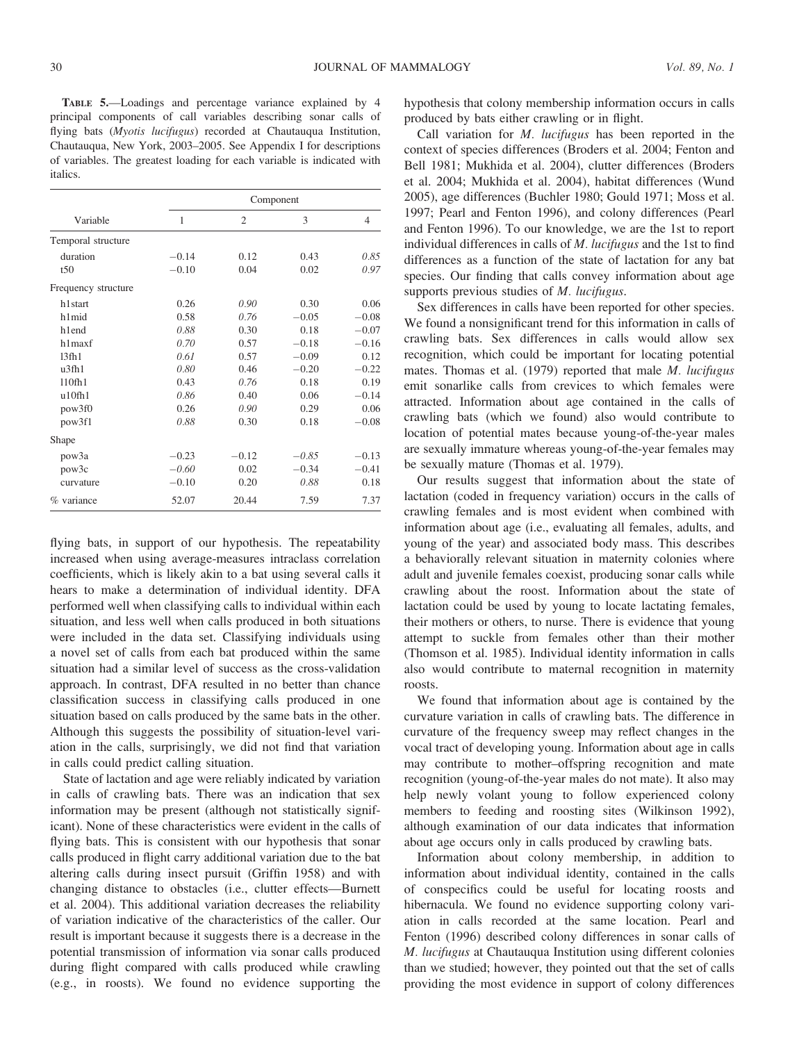**TABLE 5.**—Loadings and percentage variance explained by 4 principal components of call variables describing sonar calls of flying bats (*Myotis lucifugus*) recorded at Chautauqua Institution, Chautauqua, New York, 2003–2005. See Appendix I for descriptions of variables. The greatest loading for each variable is indicated with italics.

| Variable | Component | | | |
|---|---|---|---|---|
| | 1 | 2 | 3 | 4 |
| Temporal structure | | | | |
| duration | −0.14 | 0.12 | 0.43 | *0.85* |
| t50 | −0.10 | 0.04 | 0.02 | *0.97* |
| Frequency structure | | | | |
| h1start | 0.26 | *0.90* | 0.30 | 0.06 |
| h1mid | 0.58 | *0.76* | −0.05 | −0.08 |
| h1end | *0.88* | 0.30 | 0.18 | −0.07 |
| h1maxf | *0.70* | 0.57 | −0.18 | −0.16 |
| l3fh1 | *0.61* | 0.57 | −0.09 | 0.12 |
| u3fh1 | *0.80* | 0.46 | −0.20 | −0.22 |
| l10fh1 | 0.43 | *0.76* | 0.18 | 0.19 |
| u10fh1 | *0.86* | 0.40 | 0.06 | −0.14 |
| pow3f0 | 0.26 | *0.90* | 0.29 | 0.06 |
| pow3f1 | *0.88* | 0.30 | 0.18 | −0.08 |
| Shape | | | | |
| pow3a | −0.23 | −0.12 | *−0.85* | −0.13 |
| pow3c | *−0.60* | 0.02 | −0.34 | −0.41 |
| curvature | −0.10 | 0.20 | *0.88* | 0.18 |
| % variance | 52.07 | 20.44 | 7.59 | 7.37 |

flying bats, in support of our hypothesis. The repeatability increased when using average-measures intraclass correlation coefficients, which is likely akin to a bat using several calls it hears to make a determination of individual identity. DFA performed well when classifying calls to individual within each situation, and less well when calls produced in both situations were included in the data set. Classifying individuals using a novel set of calls from each bat produced within the same situation had a similar level of success as the cross-validation approach. In contrast, DFA resulted in no better than chance classification success in classifying calls produced in one situation based on calls produced by the same bats in the other. Although this suggests the possibility of situation-level variation in the calls, surprisingly, we did not find that variation in calls could predict calling situation.

State of lactation and age were reliably indicated by variation in calls of crawling bats. There was an indication that sex information may be present (although not statistically significant). None of these characteristics were evident in the calls of flying bats. This is consistent with our hypothesis that sonar calls produced in flight carry additional variation due to the bat altering calls during insect pursuit (Griffin 1958) and with changing distance to obstacles (i.e., clutter effects—Burnett et al. 2004). This additional variation decreases the reliability of variation indicative of the characteristics of the caller. Our result is important because it suggests there is a decrease in the potential transmission of information via sonar calls produced during flight compared with calls produced while crawling (e.g., in roosts). We found no evidence supporting the hypothesis that colony membership information occurs in calls produced by bats either crawling or in flight.

Call variation for *M. lucifugus* has been reported in the context of species differences (Broders et al. 2004; Fenton and Bell 1981; Mukhida et al. 2004), clutter differences (Broders et al. 2004; Mukhida et al. 2004), habitat differences (Wund 2005), age differences (Buchler 1980; Gould 1971; Moss et al. 1997; Pearl and Fenton 1996), and colony differences (Pearl and Fenton 1996). To our knowledge, we are the 1st to report individual differences in calls of *M. lucifugus* and the 1st to find differences as a function of the state of lactation for any bat species. Our finding that calls convey information about age supports previous studies of *M. lucifugus*.

Sex differences in calls have been reported for other species. We found a nonsignificant trend for this information in calls of crawling bats. Sex differences in calls would allow sex recognition, which could be important for locating potential mates. Thomas et al. (1979) reported that male *M. lucifugus* emit sonarlike calls from crevices to which females were attracted. Information about age contained in the calls of crawling bats (which we found) also would contribute to location of potential mates because young-of-the-year males are sexually immature whereas young-of-the-year females may be sexually mature (Thomas et al. 1979).

Our results suggest that information about the state of lactation (coded in frequency variation) occurs in the calls of crawling females and is most evident when combined with information about age (i.e., evaluating all females, adults, and young of the year) and associated body mass. This describes a behaviorally relevant situation in maternity colonies where adult and juvenile females coexist, producing sonar calls while crawling about the roost. Information about the state of lactation could be used by young to locate lactating females, their mothers or others, to nurse. There is evidence that young attempt to suckle from females other than their mother (Thomson et al. 1985). Individual identity information in calls also would contribute to maternal recognition in maternity roosts.

We found that information about age is contained by the curvature variation in calls of crawling bats. The difference in curvature of the frequency sweep may reflect changes in the vocal tract of developing young. Information about age in calls may contribute to mother–offspring recognition and mate recognition (young-of-the-year males do not mate). It also may help newly volant young to follow experienced colony members to feeding and roosting sites (Wilkinson 1992), although examination of our data indicates that information about age occurs only in calls produced by crawling bats.

Information about colony membership, in addition to information about individual identity, contained in the calls of conspecifics could be useful for locating roosts and hibernacula. We found no evidence supporting colony variation in calls recorded at the same location. Pearl and Fenton (1996) described colony differences in sonar calls of *M. lucifugus* at Chautauqua Institution using different colonies than we studied; however, they pointed out that the set of calls providing the most evidence in support of colony differences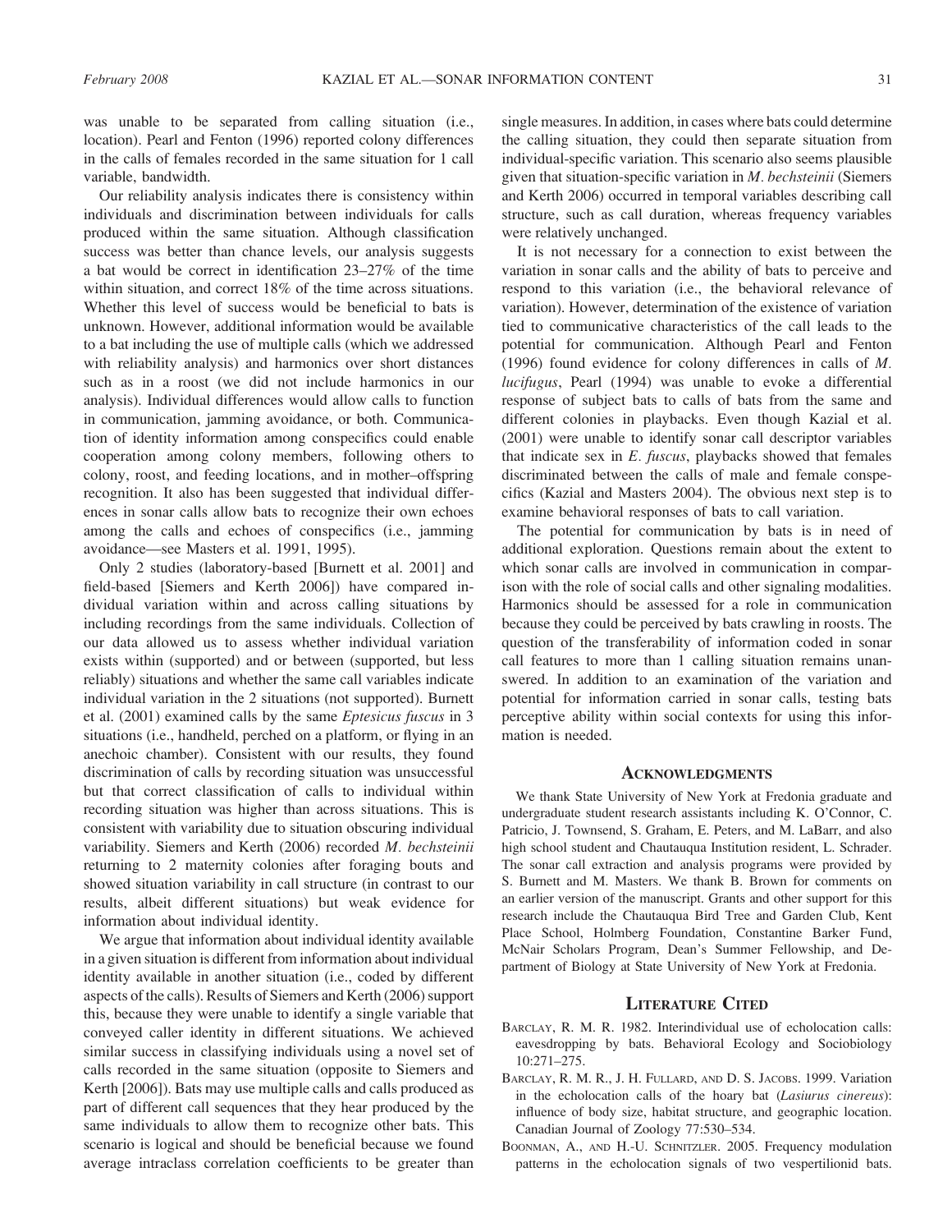was unable to be separated from calling situation (i.e., location). Pearl and Fenton (1996) reported colony differences in the calls of females recorded in the same situation for 1 call variable, bandwidth.

Our reliability analysis indicates there is consistency within individuals and discrimination between individuals for calls produced within the same situation. Although classification success was better than chance levels, our analysis suggests a bat would be correct in identification 23–27% of the time within situation, and correct 18% of the time across situations. Whether this level of success would be beneficial to bats is unknown. However, additional information would be available to a bat including the use of multiple calls (which we addressed with reliability analysis) and harmonics over short distances such as in a roost (we did not include harmonics in our analysis). Individual differences would allow calls to function in communication, jamming avoidance, or both. Communication of identity information among conspecifics could enable cooperation among colony members, following others to colony, roost, and feeding locations, and in mother–offspring recognition. It also has been suggested that individual differences in sonar calls allow bats to recognize their own echoes among the calls and echoes of conspecifics (i.e., jamming avoidance—see Masters et al. 1991, 1995).

Only 2 studies (laboratory-based [Burnett et al. 2001] and field-based [Siemers and Kerth 2006]) have compared individual variation within and across calling situations by including recordings from the same individuals. Collection of our data allowed us to assess whether individual variation exists within (supported) and or between (supported, but less reliably) situations and whether the same call variables indicate individual variation in the 2 situations (not supported). Burnett et al. (2001) examined calls by the same *Eptesicus fuscus* in 3 situations (i.e., handheld, perched on a platform, or flying in an anechoic chamber). Consistent with our results, they found discrimination of calls by recording situation was unsuccessful but that correct classification of calls to individual within recording situation was higher than across situations. This is consistent with variability due to situation obscuring individual variability. Siemers and Kerth (2006) recorded *M. bechsteinii* returning to 2 maternity colonies after foraging bouts and showed situation variability in call structure (in contrast to our results, albeit different situations) but weak evidence for information about individual identity.

We argue that information about individual identity available in a given situation is different from information about individual identity available in another situation (i.e., coded by different aspects of the calls). Results of Siemers and Kerth (2006) support this, because they were unable to identify a single variable that conveyed caller identity in different situations. We achieved similar success in classifying individuals using a novel set of calls recorded in the same situation (opposite to Siemers and Kerth [2006]). Bats may use multiple calls and calls produced as part of different call sequences that they hear produced by the same individuals to allow them to recognize other bats. This scenario is logical and should be beneficial because we found average intraclass correlation coefficients to be greater than single measures. In addition, in cases where bats could determine the calling situation, they could then separate situation from individual-specific variation. This scenario also seems plausible given that situation-specific variation in *M. bechsteinii* (Siemers and Kerth 2006) occurred in temporal variables describing call structure, such as call duration, whereas frequency variables were relatively unchanged.

It is not necessary for a connection to exist between the variation in sonar calls and the ability of bats to perceive and respond to this variation (i.e., the behavioral relevance of variation). However, determination of the existence of variation tied to communicative characteristics of the call leads to the potential for communication. Although Pearl and Fenton (1996) found evidence for colony differences in calls of *M. lucifugus*, Pearl (1994) was unable to evoke a differential response of subject bats to calls of bats from the same and different colonies in playbacks. Even though Kazial et al. (2001) were unable to identify sonar call descriptor variables that indicate sex in *E. fuscus*, playbacks showed that females discriminated between the calls of male and female conspecifics (Kazial and Masters 2004). The obvious next step is to examine behavioral responses of bats to call variation.

The potential for communication by bats is in need of additional exploration. Questions remain about the extent to which sonar calls are involved in communication in comparison with the role of social calls and other signaling modalities. Harmonics should be assessed for a role in communication because they could be perceived by bats crawling in roosts. The question of the transferability of information coded in sonar call features to more than 1 calling situation remains unanswered. In addition to an examination of the variation and potential for information carried in sonar calls, testing bats perceptive ability within social contexts for using this information is needed.

## Acknowledgments

We thank State University of New York at Fredonia graduate and undergraduate student research assistants including K. O'Connor, C. Patricio, J. Townsend, S. Graham, E. Peters, and M. LaBarr, and also high school student and Chautauqua Institution resident, L. Schrader. The sonar call extraction and analysis programs were provided by S. Burnett and M. Masters. We thank B. Brown for comments on an earlier version of the manuscript. Grants and other support for this research include the Chautauqua Bird Tree and Garden Club, Kent Place School, Holmberg Foundation, Constantine Barker Fund, McNair Scholars Program, Dean's Summer Fellowship, and Department of Biology at State University of New York at Fredonia.

## Literature Cited

Barclay, R. M. R. 1982. Interindividual use of echolocation calls: eavesdropping by bats. Behavioral Ecology and Sociobiology 10:271–275.

Barclay, R. M. R., J. H. Fullard, and D. S. Jacobs. 1999. Variation in the echolocation calls of the hoary bat (*Lasiurus cinereus*): influence of body size, habitat structure, and geographic location. Canadian Journal of Zoology 77:530–534.

Boonman, A., and H.-U. Schnitzler. 2005. Frequency modulation patterns in the echolocation signals of two vespertilionid bats.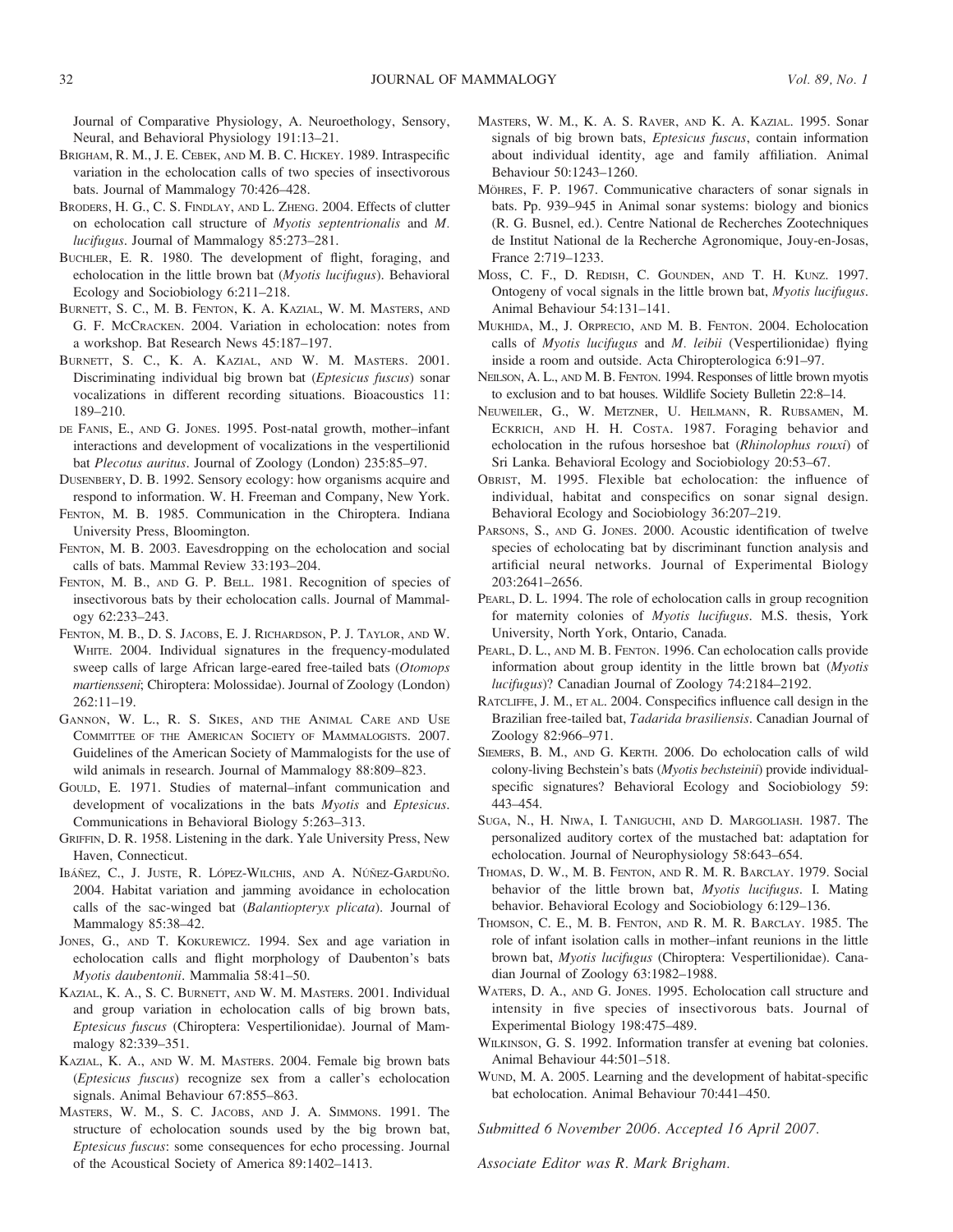Journal of Comparative Physiology, A. Neuroethology, Sensory, Neural, and Behavioral Physiology 191:13–21.

BRIGHAM, R. M., J. E. CEBEK, AND M. B. C. HICKEY. 1989. Intraspecific variation in the echolocation calls of two species of insectivorous bats. Journal of Mammalogy 70:426–428.

BRODERS, H. G., C. S. FINDLAY, AND L. ZHENG. 2004. Effects of clutter on echolocation call structure of *Myotis septentrionalis* and *M. lucifugus*. Journal of Mammalogy 85:273–281.

BUCHLER, E. R. 1980. The development of flight, foraging, and echolocation in the little brown bat (*Myotis lucifugus*). Behavioral Ecology and Sociobiology 6:211–218.

BURNETT, S. C., M. B. FENTON, K. A. KAZIAL, W. M. MASTERS, AND G. F. MCCRACKEN. 2004. Variation in echolocation: notes from a workshop. Bat Research News 45:187–197.

BURNETT, S. C., K. A. KAZIAL, AND W. M. MASTERS. 2001. Discriminating individual big brown bat (*Eptesicus fuscus*) sonar vocalizations in different recording situations. Bioacoustics 11: 189–210.

DE FANIS, E., AND G. JONES. 1995. Post-natal growth, mother–infant interactions and development of vocalizations in the vespertilionid bat *Plecotus auritus*. Journal of Zoology (London) 235:85–97.

DUSENBERY, D. B. 1992. Sensory ecology: how organisms acquire and respond to information. W. H. Freeman and Company, New York.

FENTON, M. B. 1985. Communication in the Chiroptera. Indiana University Press, Bloomington.

FENTON, M. B. 2003. Eavesdropping on the echolocation and social calls of bats. Mammal Review 33:193–204.

FENTON, M. B., AND G. P. BELL. 1981. Recognition of species of insectivorous bats by their echolocation calls. Journal of Mammalogy 62:233–243.

FENTON, M. B., D. S. JACOBS, E. J. RICHARDSON, P. J. TAYLOR, AND W. WHITE. 2004. Individual signatures in the frequency-modulated sweep calls of large African large-eared free-tailed bats (*Otomops martiensseni*; Chiroptera: Molossidae). Journal of Zoology (London) 262:11–19.

GANNON, W. L., R. S. SIKES, AND THE ANIMAL CARE AND USE COMMITTEE OF THE AMERICAN SOCIETY OF MAMMALOGISTS. 2007. Guidelines of the American Society of Mammalogists for the use of wild animals in research. Journal of Mammalogy 88:809–823.

GOULD, E. 1971. Studies of maternal–infant communication and development of vocalizations in the bats *Myotis* and *Eptesicus*. Communications in Behavioral Biology 5:263–313.

GRIFFIN, D. R. 1958. Listening in the dark. Yale University Press, New Haven, Connecticut.

IBÁÑEZ, C., J. JUSTE, R. LÓPEZ-WILCHIS, AND A. NÚÑEZ-GARDUÑO. 2004. Habitat variation and jamming avoidance in echolocation calls of the sac-winged bat (*Balantiopteryx plicata*). Journal of Mammalogy 85:38–42.

JONES, G., AND T. KOKUREWICZ. 1994. Sex and age variation in echolocation calls and flight morphology of Daubenton's bats *Myotis daubentonii*. Mammalia 58:41–50.

KAZIAL, K. A., S. C. BURNETT, AND W. M. MASTERS. 2001. Individual and group variation in echolocation calls of big brown bats, *Eptesicus fuscus* (Chiroptera: Vespertilionidae). Journal of Mammalogy 82:339–351.

KAZIAL, K. A., AND W. M. MASTERS. 2004. Female big brown bats (*Eptesicus fuscus*) recognize sex from a caller's echolocation signals. Animal Behaviour 67:855–863.

MASTERS, W. M., S. C. JACOBS, AND J. A. SIMMONS. 1991. The structure of echolocation sounds used by the big brown bat, *Eptesicus fuscus*: some consequences for echo processing. Journal of the Acoustical Society of America 89:1402–1413.

MASTERS, W. M., K. A. S. RAVER, AND K. A. KAZIAL. 1995. Sonar signals of big brown bats, *Eptesicus fuscus*, contain information about individual identity, age and family affiliation. Animal Behaviour 50:1243–1260.

MÖHRES, F. P. 1967. Communicative characters of sonar signals in bats. Pp. 939–945 in Animal sonar systems: biology and bionics (R. G. Busnel, ed.). Centre National de Recherches Zootechniques de Institut National de la Recherche Agronomique, Jouy-en-Josas, France 2:719–1233.

MOSS, C. F., D. REDISH, C. GOUNDEN, AND T. H. KUNZ. 1997. Ontogeny of vocal signals in the little brown bat, *Myotis lucifugus*. Animal Behaviour 54:131–141.

MUKHIDA, M., J. ORPRECIO, AND M. B. FENTON. 2004. Echolocation calls of *Myotis lucifugus* and *M. leibii* (Vespertilionidae) flying inside a room and outside. Acta Chiropterologica 6:91–97.

NEILSON, A. L., AND M. B. FENTON. 1994. Responses of little brown myotis to exclusion and to bat houses. Wildlife Society Bulletin 22:8–14.

NEUWEILER, G., W. METZNER, U. HEILMANN, R. RUBSAMEN, M. ECKRICH, AND H. H. COSTA. 1987. Foraging behavior and echolocation in the rufous horseshoe bat (*Rhinolophus rouxi*) of Sri Lanka. Behavioral Ecology and Sociobiology 20:53–67.

OBRIST, M. 1995. Flexible bat echolocation: the influence of individual, habitat and conspecifics on sonar signal design. Behavioral Ecology and Sociobiology 36:207–219.

PARSONS, S., AND G. JONES. 2000. Acoustic identification of twelve species of echolocating bat by discriminant function analysis and artificial neural networks. Journal of Experimental Biology 203:2641–2656.

PEARL, D. L. 1994. The role of echolocation calls in group recognition for maternity colonies of *Myotis lucifugus*. M.S. thesis, York University, North York, Ontario, Canada.

PEARL, D. L., AND M. B. FENTON. 1996. Can echolocation calls provide information about group identity in the little brown bat (*Myotis lucifugus*)? Canadian Journal of Zoology 74:2184–2192.

RATCLIFFE, J. M., ET AL. 2004. Conspecifics influence call design in the Brazilian free-tailed bat, *Tadarida brasiliensis*. Canadian Journal of Zoology 82:966–971.

SIEMERS, B. M., AND G. KERTH. 2006. Do echolocation calls of wild colony-living Bechstein's bats (*Myotis bechsteinii*) provide individual-specific signatures? Behavioral Ecology and Sociobiology 59: 443–454.

SUGA, N., H. NIWA, I. TANIGUCHI, AND D. MARGOLIASH. 1987. The personalized auditory cortex of the mustached bat: adaptation for echolocation. Journal of Neurophysiology 58:643–654.

THOMAS, D. W., M. B. FENTON, AND R. M. R. BARCLAY. 1979. Social behavior of the little brown bat, *Myotis lucifugus*. I. Mating behavior. Behavioral Ecology and Sociobiology 6:129–136.

THOMSON, C. E., M. B. FENTON, AND R. M. R. BARCLAY. 1985. The role of infant isolation calls in mother–infant reunions in the little brown bat, *Myotis lucifugus* (Chiroptera: Vespertilionidae). Canadian Journal of Zoology 63:1982–1988.

WATERS, D. A., AND G. JONES. 1995. Echolocation call structure and intensity in five species of insectivorous bats. Journal of Experimental Biology 198:475–489.

WILKINSON, G. S. 1992. Information transfer at evening bat colonies. Animal Behaviour 44:501–518.

WUND, M. A. 2005. Learning and the development of habitat-specific bat echolocation. Animal Behaviour 70:441–450.

*Submitted 6 November 2006. Accepted 16 April 2007.*

*Associate Editor was R. Mark Brigham.*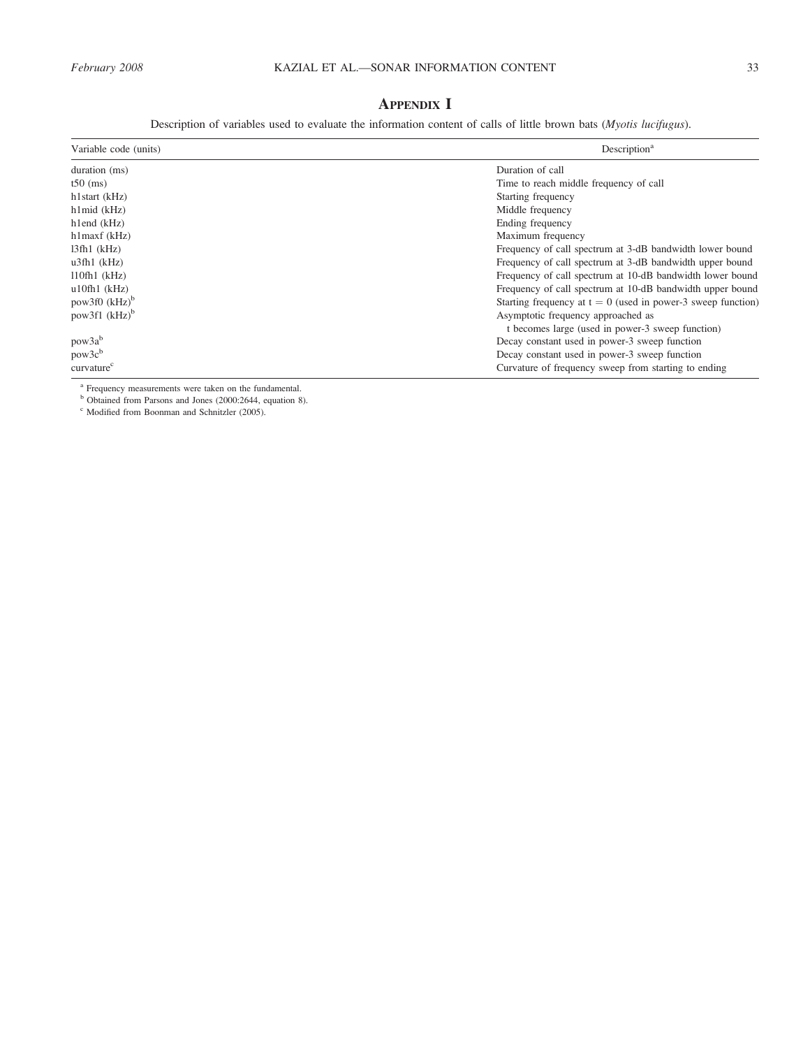## APPENDIX I

Description of variables used to evaluate the information content of calls of little brown bats (*Myotis lucifugus*).

| Variable code (units) | Description[a] |
|---|---|
| duration (ms) | Duration of call |
| t50 (ms) | Time to reach middle frequency of call |
| h1start (kHz) | Starting frequency |
| h1mid (kHz) | Middle frequency |
| h1end (kHz) | Ending frequency |
| h1maxf (kHz) | Maximum frequency |
| l3fh1 (kHz) | Frequency of call spectrum at 3-dB bandwidth lower bound |
| u3fh1 (kHz) | Frequency of call spectrum at 3-dB bandwidth upper bound |
| l10fh1 (kHz) | Frequency of call spectrum at 10-dB bandwidth lower bound |
| u10fh1 (kHz) | Frequency of call spectrum at 10-dB bandwidth upper bound |
| pow3f0 (kHz)[b] | Starting frequency at t = 0 (used in power-3 sweep function) |
| pow3f1 (kHz)[b] | Asymptotic frequency approached as t becomes large (used in power-3 sweep function) |
| pow3a[b] | Decay constant used in power-3 sweep function |
| pow3c[b] | Decay constant used in power-3 sweep function |
| curvature[c] | Curvature of frequency sweep from starting to ending |

[a] Frequency measurements were taken on the fundamental.

[b] Obtained from Parsons and Jones (2000:2644, equation 8).

[c] Modified from Boonman and Schnitzler (2005).